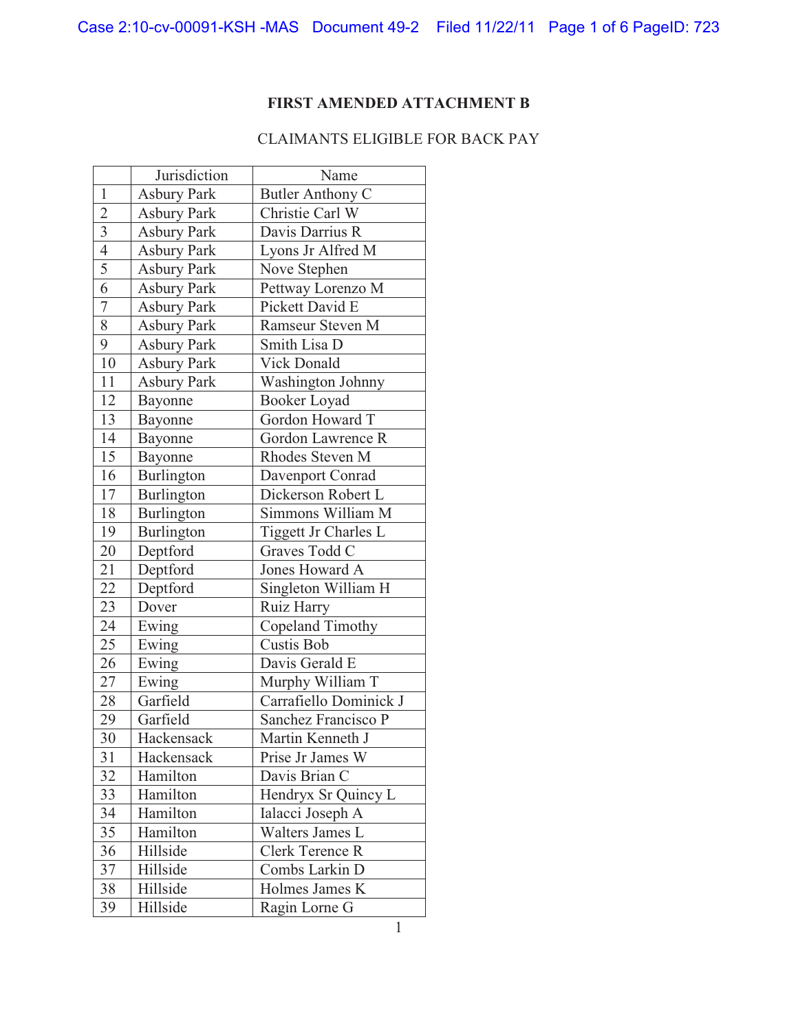**FIRST AMENDED ATTACHMENT B**

CLAIMANTS ELIGIBLE FOR BACK PAY

| | Jurisdiction | Name |
|---|---|---|
| 1 | Asbury Park | Butler Anthony C |
| 2 | Asbury Park | Christie Carl W |
| 3 | Asbury Park | Davis Darrius R |
| 4 | Asbury Park | Lyons Jr Alfred M |
| 5 | Asbury Park | Nove Stephen |
| 6 | Asbury Park | Pettway Lorenzo M |
| 7 | Asbury Park | Pickett David E |
| 8 | Asbury Park | Ramseur Steven M |
| 9 | Asbury Park | Smith Lisa D |
| 10 | Asbury Park | Vick Donald |
| 11 | Asbury Park | Washington Johnny |
| 12 | Bayonne | Booker Loyad |
| 13 | Bayonne | Gordon Howard T |
| 14 | Bayonne | Gordon Lawrence R |
| 15 | Bayonne | Rhodes Steven M |
| 16 | Burlington | Davenport Conrad |
| 17 | Burlington | Dickerson Robert L |
| 18 | Burlington | Simmons William M |
| 19 | Burlington | Tiggett Jr Charles L |
| 20 | Deptford | Graves Todd C |
| 21 | Deptford | Jones Howard A |
| 22 | Deptford | Singleton William H |
| 23 | Dover | Ruiz Harry |
| 24 | Ewing | Copeland Timothy |
| 25 | Ewing | Custis Bob |
| 26 | Ewing | Davis Gerald E |
| 27 | Ewing | Murphy William T |
| 28 | Garfield | Carrafiello Dominick J |
| 29 | Garfield | Sanchez Francisco P |
| 30 | Hackensack | Martin Kenneth J |
| 31 | Hackensack | Prise Jr James W |
| 32 | Hamilton | Davis Brian C |
| 33 | Hamilton | Hendryx Sr Quincy L |
| 34 | Hamilton | Ialacci Joseph A |
| 35 | Hamilton | Walters James L |
| 36 | Hillside | Clerk Terence R |
| 37 | Hillside | Combs Larkin D |
| 38 | Hillside | Holmes James K |
| 39 | Hillside | Ragin Lorne G |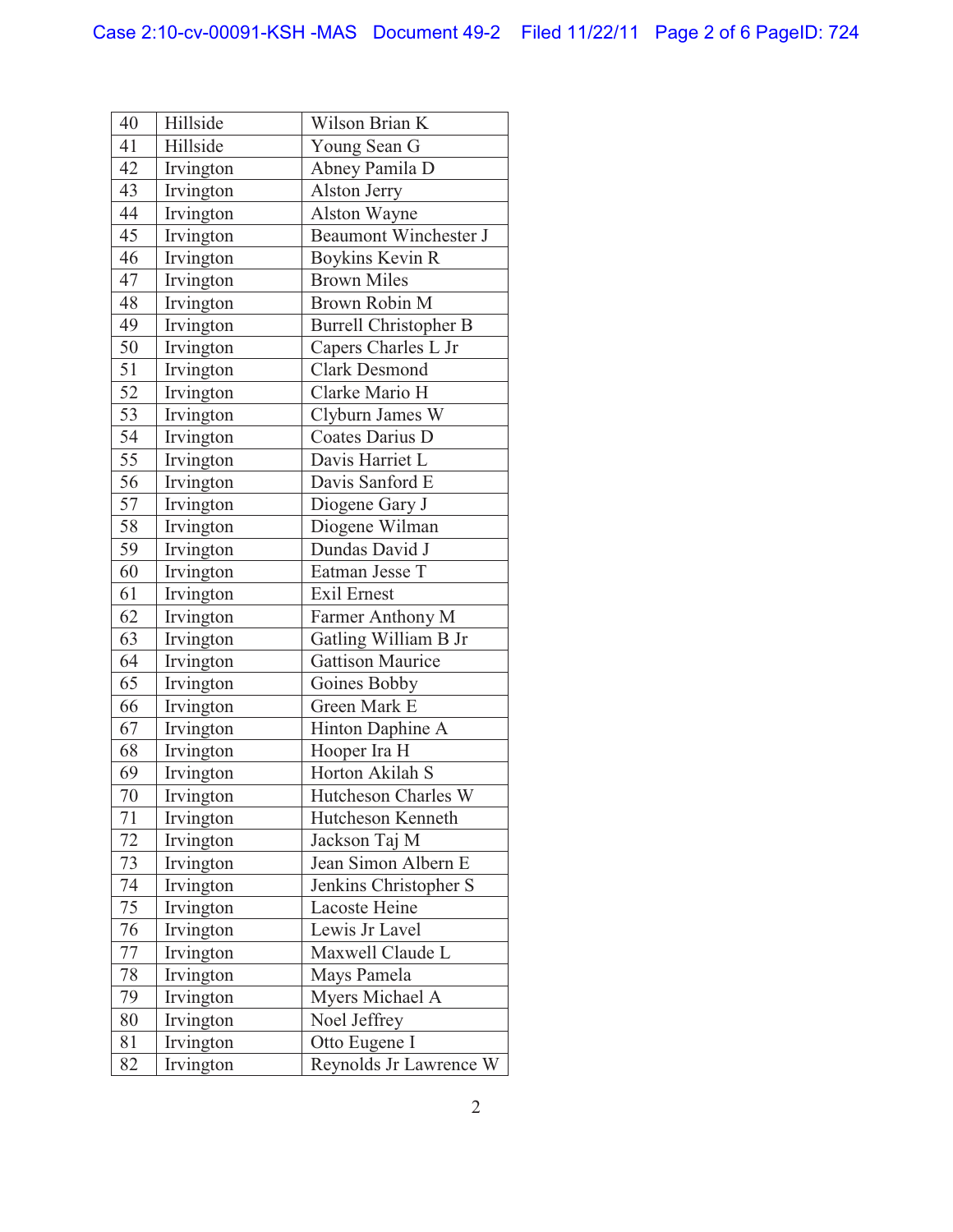| 40 | Hillside | Wilson Brian K |
|---|---|---|
| 41 | Hillside | Young Sean G |
| 42 | Irvington | Abney Pamila D |
| 43 | Irvington | Alston Jerry |
| 44 | Irvington | Alston Wayne |
| 45 | Irvington | Beaumont Winchester J |
| 46 | Irvington | Boykins Kevin R |
| 47 | Irvington | Brown Miles |
| 48 | Irvington | Brown Robin M |
| 49 | Irvington | Burrell Christopher B |
| 50 | Irvington | Capers Charles L Jr |
| 51 | Irvington | Clark Desmond |
| 52 | Irvington | Clarke Mario H |
| 53 | Irvington | Clyburn James W |
| 54 | Irvington | Coates Darius D |
| 55 | Irvington | Davis Harriet L |
| 56 | Irvington | Davis Sanford E |
| 57 | Irvington | Diogene Gary J |
| 58 | Irvington | Diogene Wilman |
| 59 | Irvington | Dundas David J |
| 60 | Irvington | Eatman Jesse T |
| 61 | Irvington | Exil Ernest |
| 62 | Irvington | Farmer Anthony M |
| 63 | Irvington | Gatling William B Jr |
| 64 | Irvington | Gattison Maurice |
| 65 | Irvington | Goines Bobby |
| 66 | Irvington | Green Mark E |
| 67 | Irvington | Hinton Daphine A |
| 68 | Irvington | Hooper Ira H |
| 69 | Irvington | Horton Akilah S |
| 70 | Irvington | Hutcheson Charles W |
| 71 | Irvington | Hutcheson Kenneth |
| 72 | Irvington | Jackson Taj M |
| 73 | Irvington | Jean Simon Albern E |
| 74 | Irvington | Jenkins Christopher S |
| 75 | Irvington | Lacoste Heine |
| 76 | Irvington | Lewis Jr Lavel |
| 77 | Irvington | Maxwell Claude L |
| 78 | Irvington | Mays Pamela |
| 79 | Irvington | Myers Michael A |
| 80 | Irvington | Noel Jeffrey |
| 81 | Irvington | Otto Eugene I |
| 82 | Irvington | Reynolds Jr Lawrence W |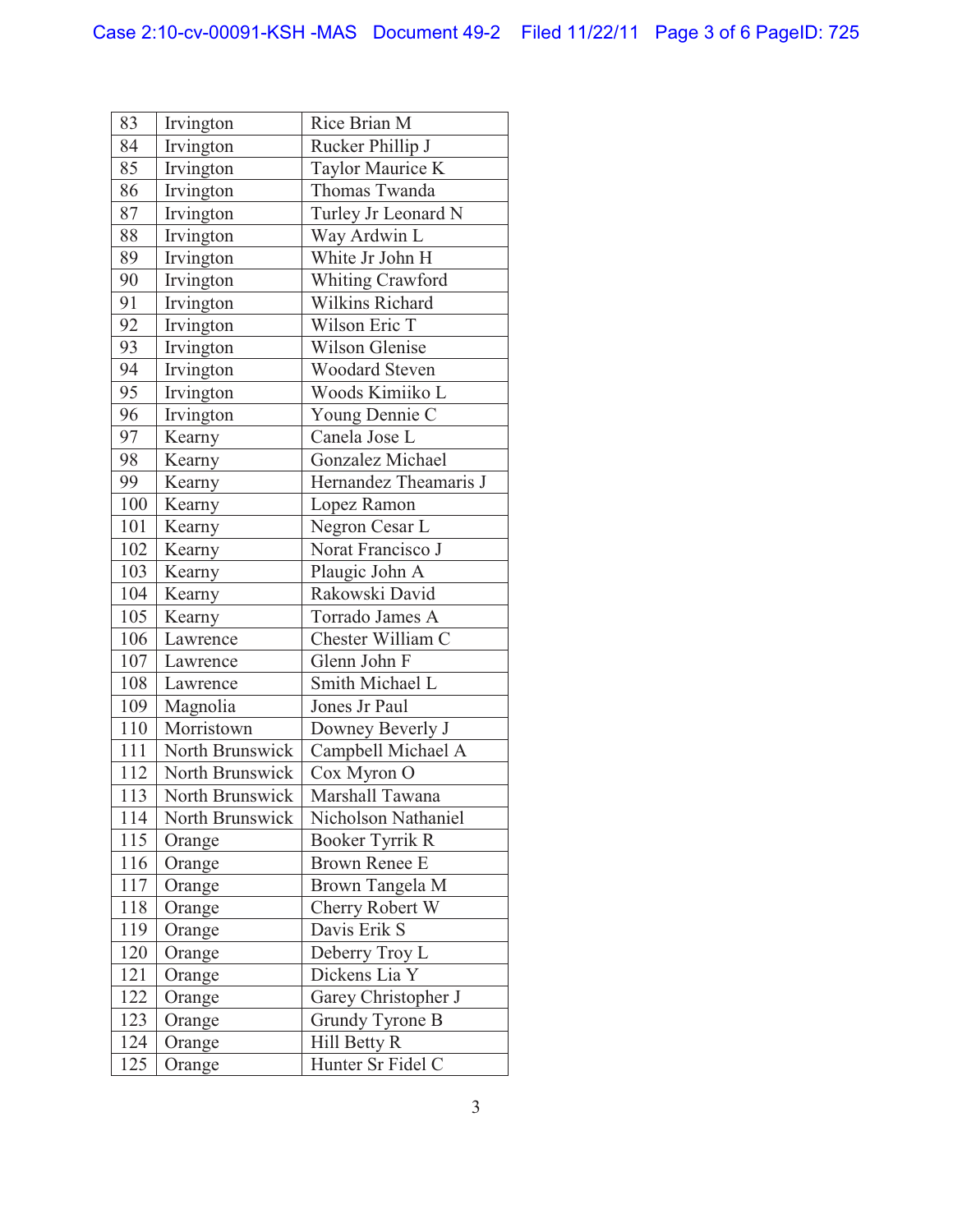| 83 | Irvington | Rice Brian M |
|---|---|---|
| 84 | Irvington | Rucker Phillip J |
| 85 | Irvington | Taylor Maurice K |
| 86 | Irvington | Thomas Twanda |
| 87 | Irvington | Turley Jr Leonard N |
| 88 | Irvington | Way Ardwin L |
| 89 | Irvington | White Jr John H |
| 90 | Irvington | Whiting Crawford |
| 91 | Irvington | Wilkins Richard |
| 92 | Irvington | Wilson Eric T |
| 93 | Irvington | Wilson Glenise |
| 94 | Irvington | Woodard Steven |
| 95 | Irvington | Woods Kimiiko L |
| 96 | Irvington | Young Dennie C |
| 97 | Kearny | Canela Jose L |
| 98 | Kearny | Gonzalez Michael |
| 99 | Kearny | Hernandez Theamaris J |
| 100 | Kearny | Lopez Ramon |
| 101 | Kearny | Negron Cesar L |
| 102 | Kearny | Norat Francisco J |
| 103 | Kearny | Plaugic John A |
| 104 | Kearny | Rakowski David |
| 105 | Kearny | Torrado James A |
| 106 | Lawrence | Chester William C |
| 107 | Lawrence | Glenn John F |
| 108 | Lawrence | Smith Michael L |
| 109 | Magnolia | Jones Jr Paul |
| 110 | Morristown | Downey Beverly J |
| 111 | North Brunswick | Campbell Michael A |
| 112 | North Brunswick | Cox Myron O |
| 113 | North Brunswick | Marshall Tawana |
| 114 | North Brunswick | Nicholson Nathaniel |
| 115 | Orange | Booker Tyrrik R |
| 116 | Orange | Brown Renee E |
| 117 | Orange | Brown Tangela M |
| 118 | Orange | Cherry Robert W |
| 119 | Orange | Davis Erik S |
| 120 | Orange | Deberry Troy L |
| 121 | Orange | Dickens Lia Y |
| 122 | Orange | Garey Christopher J |
| 123 | Orange | Grundy Tyrone B |
| 124 | Orange | Hill Betty R |
| 125 | Orange | Hunter Sr Fidel C |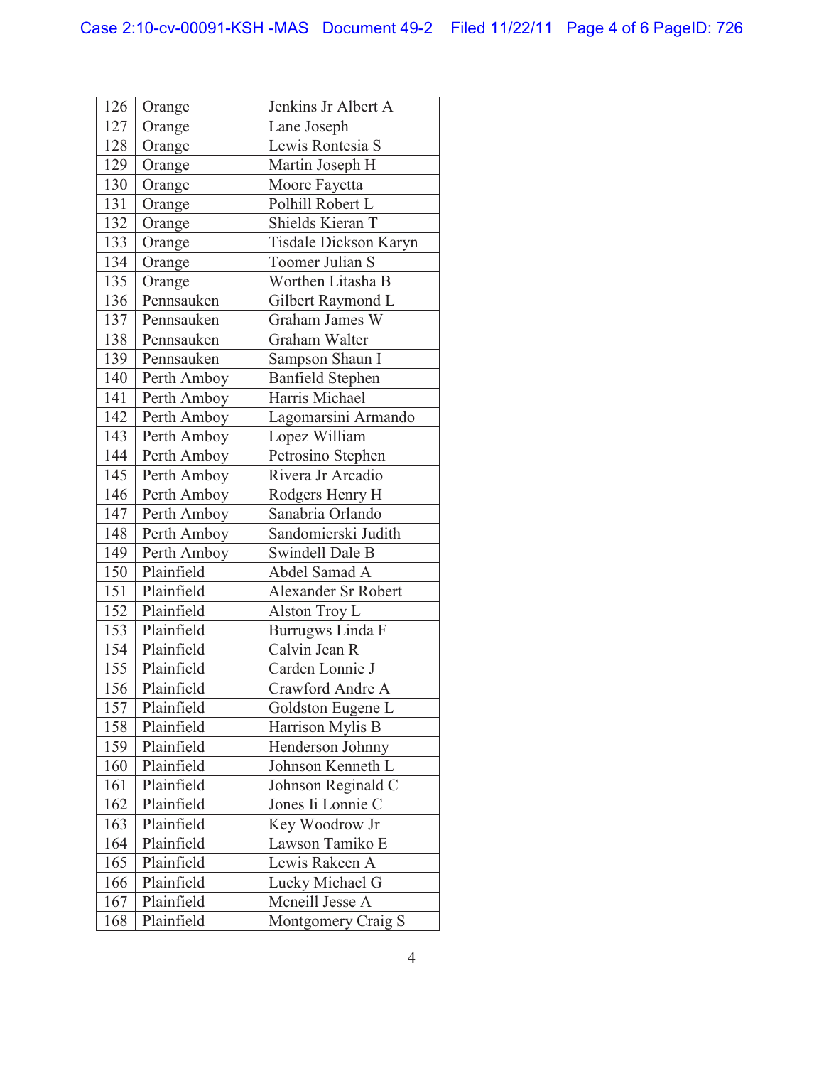| | | |
|---|---|---|
| 126 | Orange | Jenkins Jr Albert A |
| 127 | Orange | Lane Joseph |
| 128 | Orange | Lewis Rontesia S |
| 129 | Orange | Martin Joseph H |
| 130 | Orange | Moore Fayetta |
| 131 | Orange | Polhill Robert L |
| 132 | Orange | Shields Kieran T |
| 133 | Orange | Tisdale Dickson Karyn |
| 134 | Orange | Toomer Julian S |
| 135 | Orange | Worthen Litasha B |
| 136 | Pennsauken | Gilbert Raymond L |
| 137 | Pennsauken | Graham James W |
| 138 | Pennsauken | Graham Walter |
| 139 | Pennsauken | Sampson Shaun I |
| 140 | Perth Amboy | Banfield Stephen |
| 141 | Perth Amboy | Harris Michael |
| 142 | Perth Amboy | Lagomarsini Armando |
| 143 | Perth Amboy | Lopez William |
| 144 | Perth Amboy | Petrosino Stephen |
| 145 | Perth Amboy | Rivera Jr Arcadio |
| 146 | Perth Amboy | Rodgers Henry H |
| 147 | Perth Amboy | Sanabria Orlando |
| 148 | Perth Amboy | Sandomierski Judith |
| 149 | Perth Amboy | Swindell Dale B |
| 150 | Plainfield | Abdel Samad A |
| 151 | Plainfield | Alexander Sr Robert |
| 152 | Plainfield | Alston Troy L |
| 153 | Plainfield | Burrugws Linda F |
| 154 | Plainfield | Calvin Jean R |
| 155 | Plainfield | Carden Lonnie J |
| 156 | Plainfield | Crawford Andre A |
| 157 | Plainfield | Goldston Eugene L |
| 158 | Plainfield | Harrison Mylis B |
| 159 | Plainfield | Henderson Johnny |
| 160 | Plainfield | Johnson Kenneth L |
| 161 | Plainfield | Johnson Reginald C |
| 162 | Plainfield | Jones Ii Lonnie C |
| 163 | Plainfield | Key Woodrow Jr |
| 164 | Plainfield | Lawson Tamiko E |
| 165 | Plainfield | Lewis Rakeen A |
| 166 | Plainfield | Lucky Michael G |
| 167 | Plainfield | Mcneill Jesse A |
| 168 | Plainfield | Montgomery Craig S |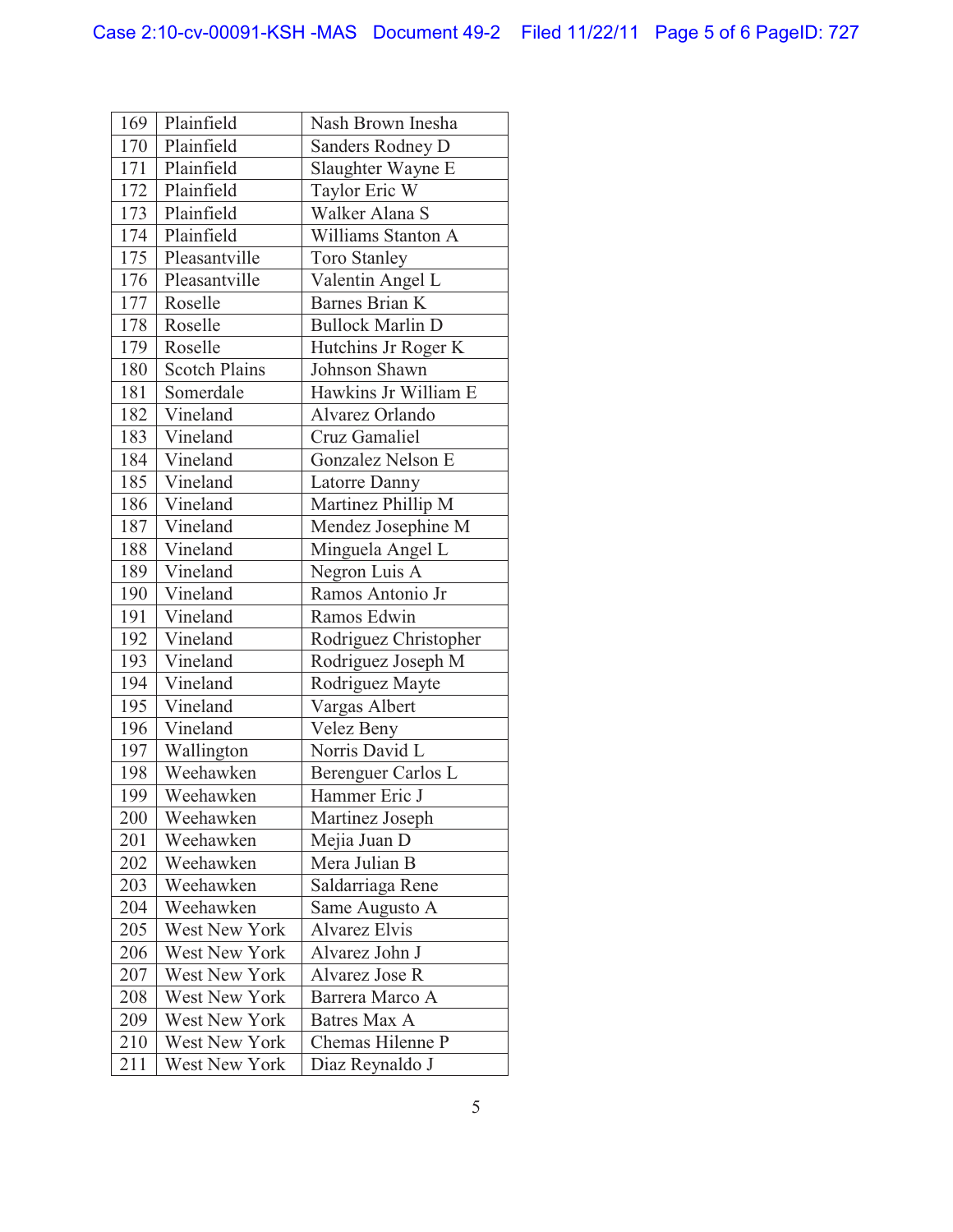| 169 | Plainfield | Nash Brown Inesha |
|---|---|---|
| 170 | Plainfield | Sanders Rodney D |
| 171 | Plainfield | Slaughter Wayne E |
| 172 | Plainfield | Taylor Eric W |
| 173 | Plainfield | Walker Alana S |
| 174 | Plainfield | Williams Stanton A |
| 175 | Pleasantville | Toro Stanley |
| 176 | Pleasantville | Valentin Angel L |
| 177 | Roselle | Barnes Brian K |
| 178 | Roselle | Bullock Marlin D |
| 179 | Roselle | Hutchins Jr Roger K |
| 180 | Scotch Plains | Johnson Shawn |
| 181 | Somerdale | Hawkins Jr William E |
| 182 | Vineland | Alvarez Orlando |
| 183 | Vineland | Cruz Gamaliel |
| 184 | Vineland | Gonzalez Nelson E |
| 185 | Vineland | Latorre Danny |
| 186 | Vineland | Martinez Phillip M |
| 187 | Vineland | Mendez Josephine M |
| 188 | Vineland | Minguela Angel L |
| 189 | Vineland | Negron Luis A |
| 190 | Vineland | Ramos Antonio Jr |
| 191 | Vineland | Ramos Edwin |
| 192 | Vineland | Rodriguez Christopher |
| 193 | Vineland | Rodriguez Joseph M |
| 194 | Vineland | Rodriguez Mayte |
| 195 | Vineland | Vargas Albert |
| 196 | Vineland | Velez Beny |
| 197 | Wallington | Norris David L |
| 198 | Weehawken | Berenguer Carlos L |
| 199 | Weehawken | Hammer Eric J |
| 200 | Weehawken | Martinez Joseph |
| 201 | Weehawken | Mejia Juan D |
| 202 | Weehawken | Mera Julian B |
| 203 | Weehawken | Saldarriaga Rene |
| 204 | Weehawken | Same Augusto A |
| 205 | West New York | Alvarez Elvis |
| 206 | West New York | Alvarez John J |
| 207 | West New York | Alvarez Jose R |
| 208 | West New York | Barrera Marco A |
| 209 | West New York | Batres Max A |
| 210 | West New York | Chemas Hilenne P |
| 211 | West New York | Diaz Reynaldo J |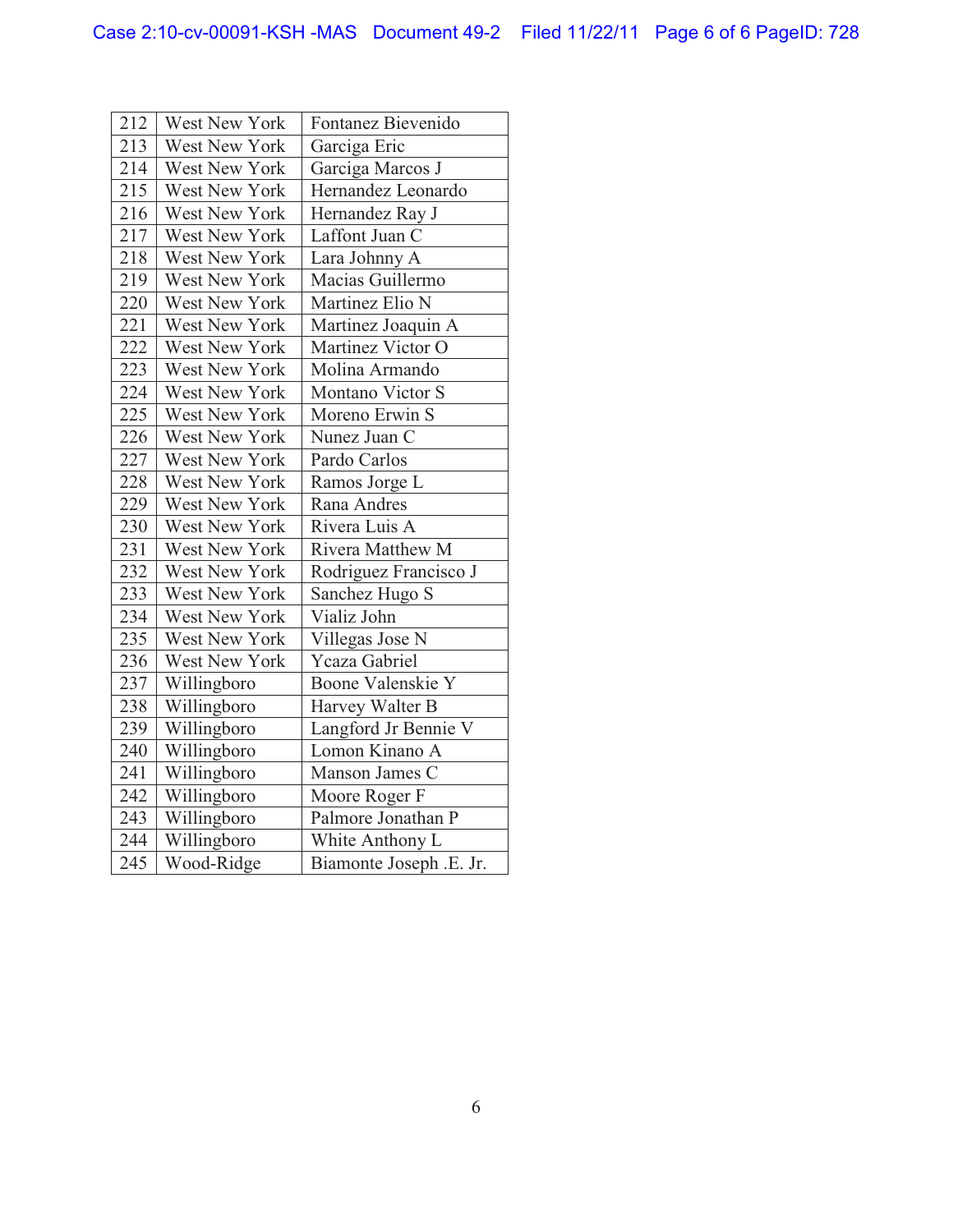| | | |
|---|---|---|
| 212 | West New York | Fontanez Bievenido |
| 213 | West New York | Garciga Eric |
| 214 | West New York | Garciga Marcos J |
| 215 | West New York | Hernandez Leonardo |
| 216 | West New York | Hernandez Ray J |
| 217 | West New York | Laffont Juan C |
| 218 | West New York | Lara Johnny A |
| 219 | West New York | Macias Guillermo |
| 220 | West New York | Martinez Elio N |
| 221 | West New York | Martinez Joaquin A |
| 222 | West New York | Martinez Victor O |
| 223 | West New York | Molina Armando |
| 224 | West New York | Montano Victor S |
| 225 | West New York | Moreno Erwin S |
| 226 | West New York | Nunez Juan C |
| 227 | West New York | Pardo Carlos |
| 228 | West New York | Ramos Jorge L |
| 229 | West New York | Rana Andres |
| 230 | West New York | Rivera Luis A |
| 231 | West New York | Rivera Matthew M |
| 232 | West New York | Rodriguez Francisco J |
| 233 | West New York | Sanchez Hugo S |
| 234 | West New York | Vializ John |
| 235 | West New York | Villegas Jose N |
| 236 | West New York | Ycaza Gabriel |
| 237 | Willingboro | Boone Valenskie Y |
| 238 | Willingboro | Harvey Walter B |
| 239 | Willingboro | Langford Jr Bennie V |
| 240 | Willingboro | Lomon Kinano A |
| 241 | Willingboro | Manson James C |
| 242 | Willingboro | Moore Roger F |
| 243 | Willingboro | Palmore Jonathan P |
| 244 | Willingboro | White Anthony L |
| 245 | Wood-Ridge | Biamonte Joseph .E. Jr. |